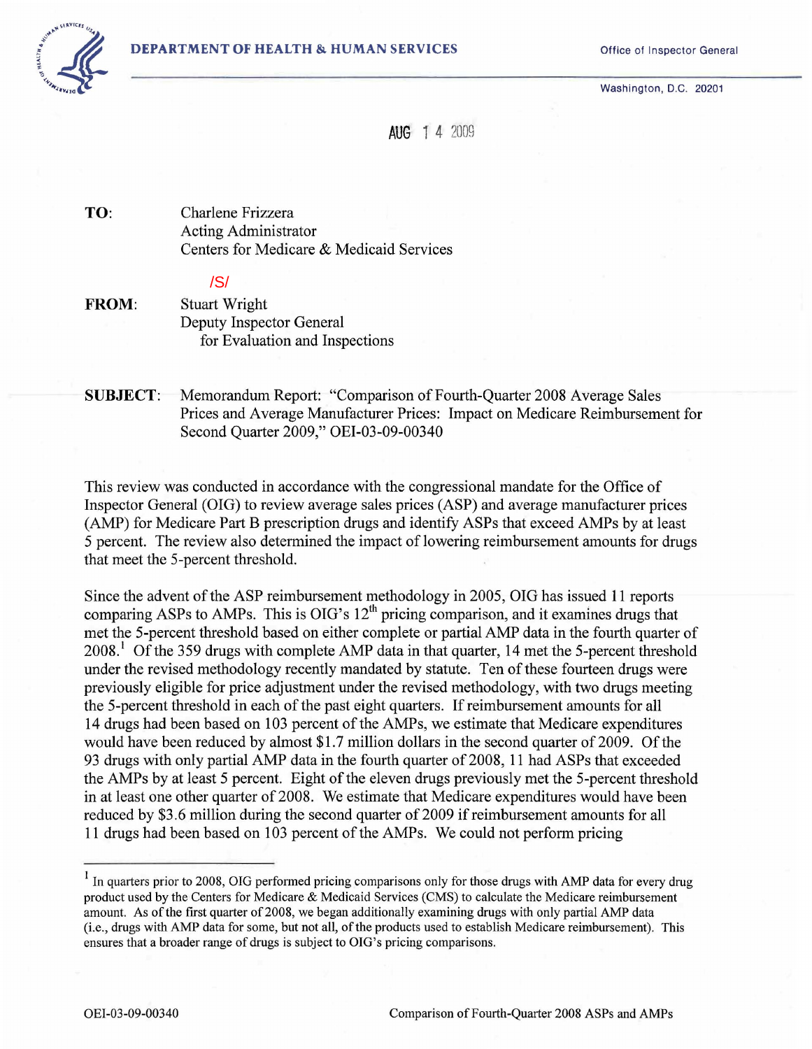**DEPARTMENT OF HEALTH & HUMAN SERVICES**

Office of Inspector General

Washington, D.C. 20201

AUG 14 2009

**TO:** Charlene Frizzera
Acting Administrator
Centers for Medicare & Medicaid Services

/S/

**FROM:** Stuart Wright
Deputy Inspector General
for Evaluation and Inspections

**SUBJECT:** Memorandum Report: "Comparison of Fourth-Quarter 2008 Average Sales Prices and Average Manufacturer Prices: Impact on Medicare Reimbursement for Second Quarter 2009," OEI-03-09-00340

This review was conducted in accordance with the congressional mandate for the Office of Inspector General (OIG) to review average sales prices (ASP) and average manufacturer prices (AMP) for Medicare Part B prescription drugs and identify ASPs that exceed AMPs by at least 5 percent. The review also determined the impact of lowering reimbursement amounts for drugs that meet the 5-percent threshold.

Since the advent of the ASP reimbursement methodology in 2005, OIG has issued 11 reports comparing ASPs to AMPs. This is OIG's 12th pricing comparison, and it examines drugs that met the 5-percent threshold based on either complete or partial AMP data in the fourth quarter of 2008.[1] Of the 359 drugs with complete AMP data in that quarter, 14 met the 5-percent threshold under the revised methodology recently mandated by statute. Ten of these fourteen drugs were previously eligible for price adjustment under the revised methodology, with two drugs meeting the 5-percent threshold in each of the past eight quarters. If reimbursement amounts for all 14 drugs had been based on 103 percent of the AMPs, we estimate that Medicare expenditures would have been reduced by almost $1.7 million dollars in the second quarter of 2009. Of the 93 drugs with only partial AMP data in the fourth quarter of 2008, 11 had ASPs that exceeded the AMPs by at least 5 percent. Eight of the eleven drugs previously met the 5-percent threshold in at least one other quarter of 2008. We estimate that Medicare expenditures would have been reduced by $3.6 million during the second quarter of 2009 if reimbursement amounts for all 11 drugs had been based on 103 percent of the AMPs. We could not perform pricing

[1] In quarters prior to 2008, OIG performed pricing comparisons only for those drugs with AMP data for every drug product used by the Centers for Medicare & Medicaid Services (CMS) to calculate the Medicare reimbursement amount. As of the first quarter of 2008, we began additionally examining drugs with only partial AMP data (i.e., drugs with AMP data for some, but not all, of the products used to establish Medicare reimbursement). This ensures that a broader range of drugs is subject to OIG's pricing comparisons.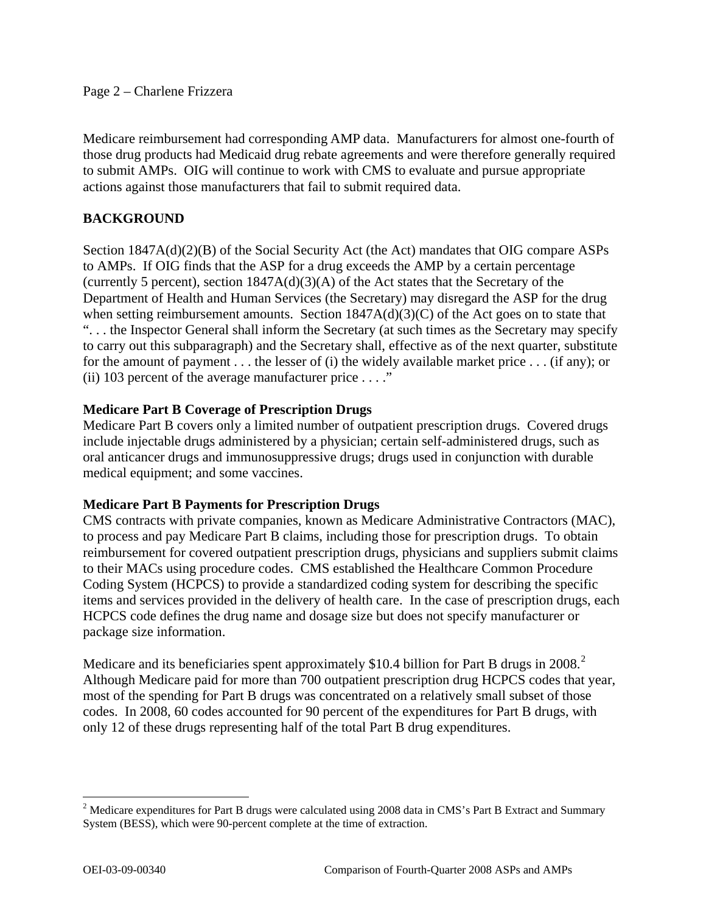Medicare reimbursement had corresponding AMP data. Manufacturers for almost one-fourth of those drug products had Medicaid drug rebate agreements and were therefore generally required to submit AMPs. OIG will continue to work with CMS to evaluate and pursue appropriate actions against those manufacturers that fail to submit required data.

## BACKGROUND

Section 1847A(d)(2)(B) of the Social Security Act (the Act) mandates that OIG compare ASPs to AMPs. If OIG finds that the ASP for a drug exceeds the AMP by a certain percentage (currently 5 percent), section 1847A(d)(3)(A) of the Act states that the Secretary of the Department of Health and Human Services (the Secretary) may disregard the ASP for the drug when setting reimbursement amounts. Section 1847A(d)(3)(C) of the Act goes on to state that ". . . the Inspector General shall inform the Secretary (at such times as the Secretary may specify to carry out this subparagraph) and the Secretary shall, effective as of the next quarter, substitute for the amount of payment . . . the lesser of (i) the widely available market price . . . (if any); or (ii) 103 percent of the average manufacturer price . . . ."

### Medicare Part B Coverage of Prescription Drugs

Medicare Part B covers only a limited number of outpatient prescription drugs. Covered drugs include injectable drugs administered by a physician; certain self-administered drugs, such as oral anticancer drugs and immunosuppressive drugs; drugs used in conjunction with durable medical equipment; and some vaccines.

### Medicare Part B Payments for Prescription Drugs

CMS contracts with private companies, known as Medicare Administrative Contractors (MAC), to process and pay Medicare Part B claims, including those for prescription drugs. To obtain reimbursement for covered outpatient prescription drugs, physicians and suppliers submit claims to their MACs using procedure codes. CMS established the Healthcare Common Procedure Coding System (HCPCS) to provide a standardized coding system for describing the specific items and services provided in the delivery of health care. In the case of prescription drugs, each HCPCS code defines the drug name and dosage size but does not specify manufacturer or package size information.

Medicare and its beneficiaries spent approximately $10.4 billion for Part B drugs in 2008.[2] Although Medicare paid for more than 700 outpatient prescription drug HCPCS codes that year, most of the spending for Part B drugs was concentrated on a relatively small subset of those codes. In 2008, 60 codes accounted for 90 percent of the expenditures for Part B drugs, with only 12 of these drugs representing half of the total Part B drug expenditures.

---

[2] Medicare expenditures for Part B drugs were calculated using 2008 data in CMS's Part B Extract and Summary System (BESS), which were 90-percent complete at the time of extraction.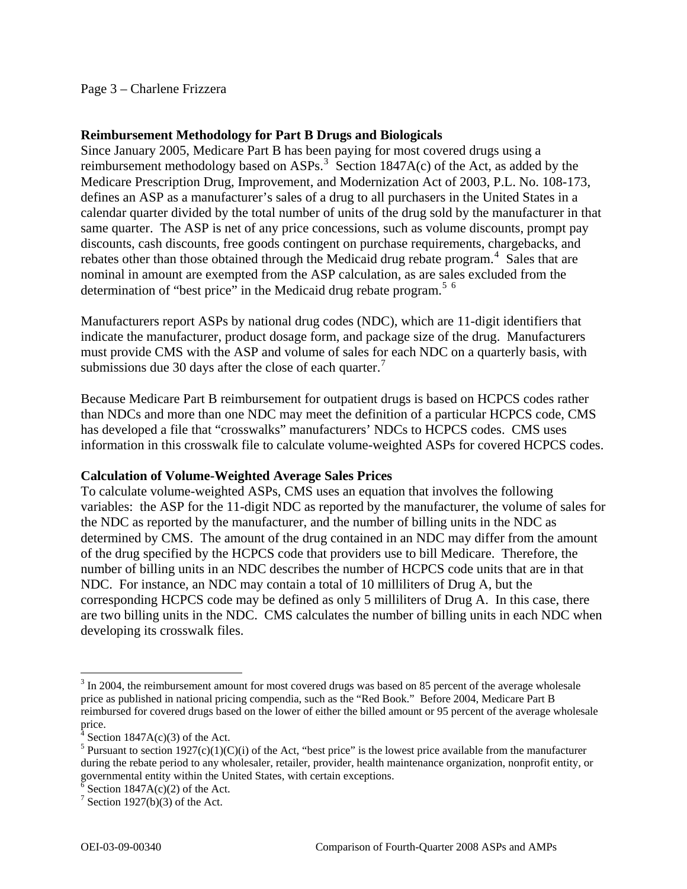**Reimbursement Methodology for Part B Drugs and Biologicals**

Since January 2005, Medicare Part B has been paying for most covered drugs using a reimbursement methodology based on ASPs.[3] Section 1847A(c) of the Act, as added by the Medicare Prescription Drug, Improvement, and Modernization Act of 2003, P.L. No. 108-173, defines an ASP as a manufacturer's sales of a drug to all purchasers in the United States in a calendar quarter divided by the total number of units of the drug sold by the manufacturer in that same quarter. The ASP is net of any price concessions, such as volume discounts, prompt pay discounts, cash discounts, free goods contingent on purchase requirements, chargebacks, and rebates other than those obtained through the Medicaid drug rebate program.[4] Sales that are nominal in amount are exempted from the ASP calculation, as are sales excluded from the determination of "best price" in the Medicaid drug rebate program.[5] [6]

Manufacturers report ASPs by national drug codes (NDC), which are 11-digit identifiers that indicate the manufacturer, product dosage form, and package size of the drug. Manufacturers must provide CMS with the ASP and volume of sales for each NDC on a quarterly basis, with submissions due 30 days after the close of each quarter.[7]

Because Medicare Part B reimbursement for outpatient drugs is based on HCPCS codes rather than NDCs and more than one NDC may meet the definition of a particular HCPCS code, CMS has developed a file that "crosswalks" manufacturers' NDCs to HCPCS codes. CMS uses information in this crosswalk file to calculate volume-weighted ASPs for covered HCPCS codes.

**Calculation of Volume-Weighted Average Sales Prices**

To calculate volume-weighted ASPs, CMS uses an equation that involves the following variables: the ASP for the 11-digit NDC as reported by the manufacturer, the volume of sales for the NDC as reported by the manufacturer, and the number of billing units in the NDC as determined by CMS. The amount of the drug contained in an NDC may differ from the amount of the drug specified by the HCPCS code that providers use to bill Medicare. Therefore, the number of billing units in an NDC describes the number of HCPCS code units that are in that NDC. For instance, an NDC may contain a total of 10 milliliters of Drug A, but the corresponding HCPCS code may be defined as only 5 milliliters of Drug A. In this case, there are two billing units in the NDC. CMS calculates the number of billing units in each NDC when developing its crosswalk files.

---

[3] In 2004, the reimbursement amount for most covered drugs was based on 85 percent of the average wholesale price as published in national pricing compendia, such as the "Red Book." Before 2004, Medicare Part B reimbursed for covered drugs based on the lower of either the billed amount or 95 percent of the average wholesale price.

[4] Section 1847A(c)(3) of the Act.

[5] Pursuant to section 1927(c)(1)(C)(i) of the Act, "best price" is the lowest price available from the manufacturer during the rebate period to any wholesaler, retailer, provider, health maintenance organization, nonprofit entity, or governmental entity within the United States, with certain exceptions.

[6] Section 1847A(c)(2) of the Act.

[7] Section 1927(b)(3) of the Act.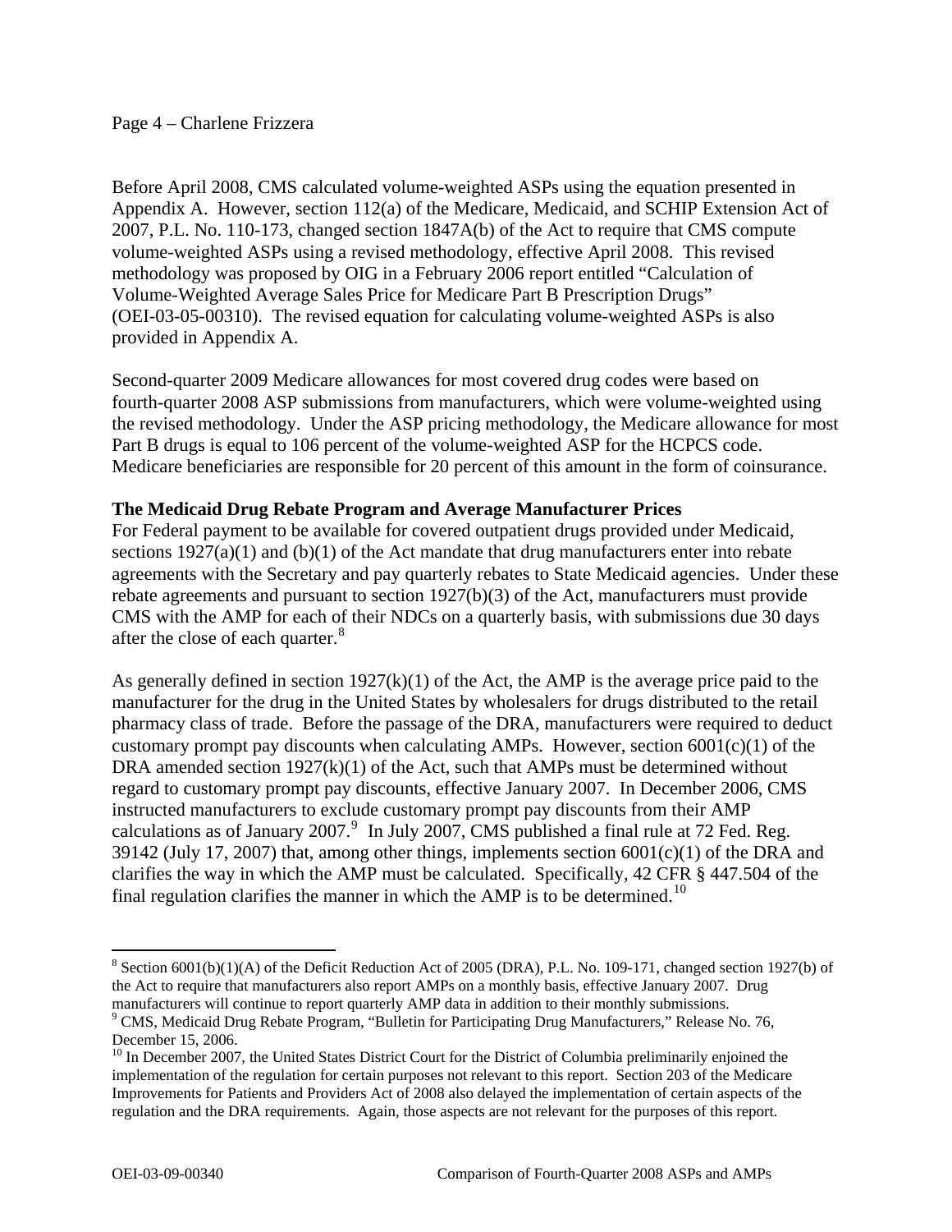Before April 2008, CMS calculated volume-weighted ASPs using the equation presented in Appendix A. However, section 112(a) of the Medicare, Medicaid, and SCHIP Extension Act of 2007, P.L. No. 110-173, changed section 1847A(b) of the Act to require that CMS compute volume-weighted ASPs using a revised methodology, effective April 2008. This revised methodology was proposed by OIG in a February 2006 report entitled "Calculation of Volume-Weighted Average Sales Price for Medicare Part B Prescription Drugs" (OEI-03-05-00310). The revised equation for calculating volume-weighted ASPs is also provided in Appendix A.

Second-quarter 2009 Medicare allowances for most covered drug codes were based on fourth-quarter 2008 ASP submissions from manufacturers, which were volume-weighted using the revised methodology. Under the ASP pricing methodology, the Medicare allowance for most Part B drugs is equal to 106 percent of the volume-weighted ASP for the HCPCS code. Medicare beneficiaries are responsible for 20 percent of this amount in the form of coinsurance.

**The Medicaid Drug Rebate Program and Average Manufacturer Prices**

For Federal payment to be available for covered outpatient drugs provided under Medicaid, sections 1927(a)(1) and (b)(1) of the Act mandate that drug manufacturers enter into rebate agreements with the Secretary and pay quarterly rebates to State Medicaid agencies. Under these rebate agreements and pursuant to section 1927(b)(3) of the Act, manufacturers must provide CMS with the AMP for each of their NDCs on a quarterly basis, with submissions due 30 days after the close of each quarter.[8]

As generally defined in section 1927(k)(1) of the Act, the AMP is the average price paid to the manufacturer for the drug in the United States by wholesalers for drugs distributed to the retail pharmacy class of trade. Before the passage of the DRA, manufacturers were required to deduct customary prompt pay discounts when calculating AMPs. However, section 6001(c)(1) of the DRA amended section 1927(k)(1) of the Act, such that AMPs must be determined without regard to customary prompt pay discounts, effective January 2007. In December 2006, CMS instructed manufacturers to exclude customary prompt pay discounts from their AMP calculations as of January 2007.[9] In July 2007, CMS published a final rule at 72 Fed. Reg. 39142 (July 17, 2007) that, among other things, implements section 6001(c)(1) of the DRA and clarifies the way in which the AMP must be calculated. Specifically, 42 CFR § 447.504 of the final regulation clarifies the manner in which the AMP is to be determined.[10]

---

[8] Section 6001(b)(1)(A) of the Deficit Reduction Act of 2005 (DRA), P.L. No. 109-171, changed section 1927(b) of the Act to require that manufacturers also report AMPs on a monthly basis, effective January 2007. Drug manufacturers will continue to report quarterly AMP data in addition to their monthly submissions.

[9] CMS, Medicaid Drug Rebate Program, "Bulletin for Participating Drug Manufacturers," Release No. 76, December 15, 2006.

[10] In December 2007, the United States District Court for the District of Columbia preliminarily enjoined the implementation of the regulation for certain purposes not relevant to this report. Section 203 of the Medicare Improvements for Patients and Providers Act of 2008 also delayed the implementation of certain aspects of the regulation and the DRA requirements. Again, those aspects are not relevant for the purposes of this report.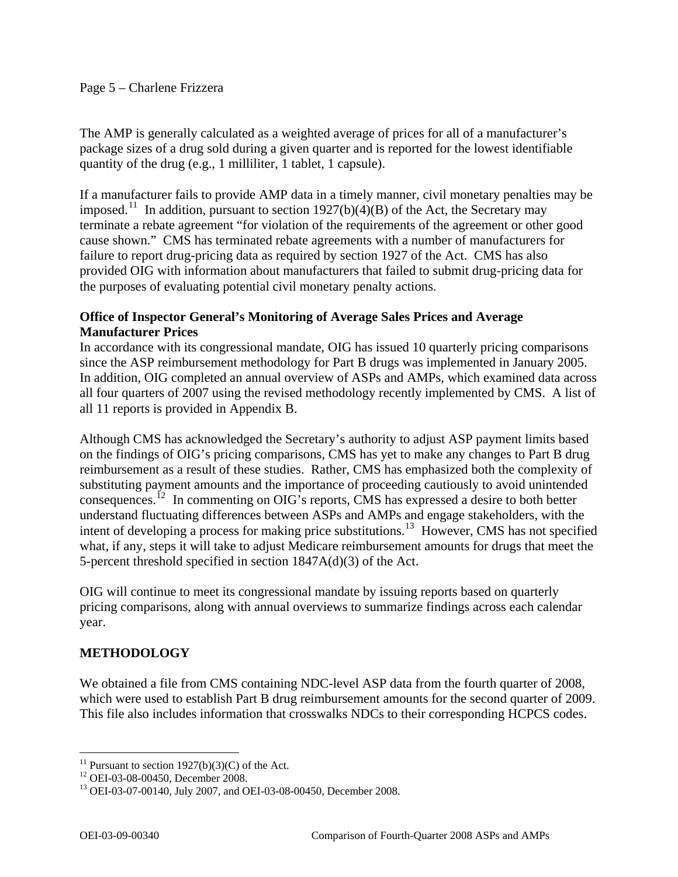The AMP is generally calculated as a weighted average of prices for all of a manufacturer's package sizes of a drug sold during a given quarter and is reported for the lowest identifiable quantity of the drug (e.g., 1 milliliter, 1 tablet, 1 capsule).

If a manufacturer fails to provide AMP data in a timely manner, civil monetary penalties may be imposed.[11] In addition, pursuant to section 1927(b)(4)(B) of the Act, the Secretary may terminate a rebate agreement "for violation of the requirements of the agreement or other good cause shown." CMS has terminated rebate agreements with a number of manufacturers for failure to report drug-pricing data as required by section 1927 of the Act. CMS has also provided OIG with information about manufacturers that failed to submit drug-pricing data for the purposes of evaluating potential civil monetary penalty actions.

**Office of Inspector General's Monitoring of Average Sales Prices and Average Manufacturer Prices**

In accordance with its congressional mandate, OIG has issued 10 quarterly pricing comparisons since the ASP reimbursement methodology for Part B drugs was implemented in January 2005. In addition, OIG completed an annual overview of ASPs and AMPs, which examined data across all four quarters of 2007 using the revised methodology recently implemented by CMS. A list of all 11 reports is provided in Appendix B.

Although CMS has acknowledged the Secretary's authority to adjust ASP payment limits based on the findings of OIG's pricing comparisons, CMS has yet to make any changes to Part B drug reimbursement as a result of these studies. Rather, CMS has emphasized both the complexity of substituting payment amounts and the importance of proceeding cautiously to avoid unintended consequences.[12] In commenting on OIG's reports, CMS has expressed a desire to both better understand fluctuating differences between ASPs and AMPs and engage stakeholders, with the intent of developing a process for making price substitutions.[13] However, CMS has not specified what, if any, steps it will take to adjust Medicare reimbursement amounts for drugs that meet the 5-percent threshold specified in section 1847A(d)(3) of the Act.

OIG will continue to meet its congressional mandate by issuing reports based on quarterly pricing comparisons, along with annual overviews to summarize findings across each calendar year.

## METHODOLOGY

We obtained a file from CMS containing NDC-level ASP data from the fourth quarter of 2008, which were used to establish Part B drug reimbursement amounts for the second quarter of 2009. This file also includes information that crosswalks NDCs to their corresponding HCPCS codes.

---

[11] Pursuant to section 1927(b)(3)(C) of the Act.

[12] OEI-03-08-00450, December 2008.

[13] OEI-03-07-00140, July 2007, and OEI-03-08-00450, December 2008.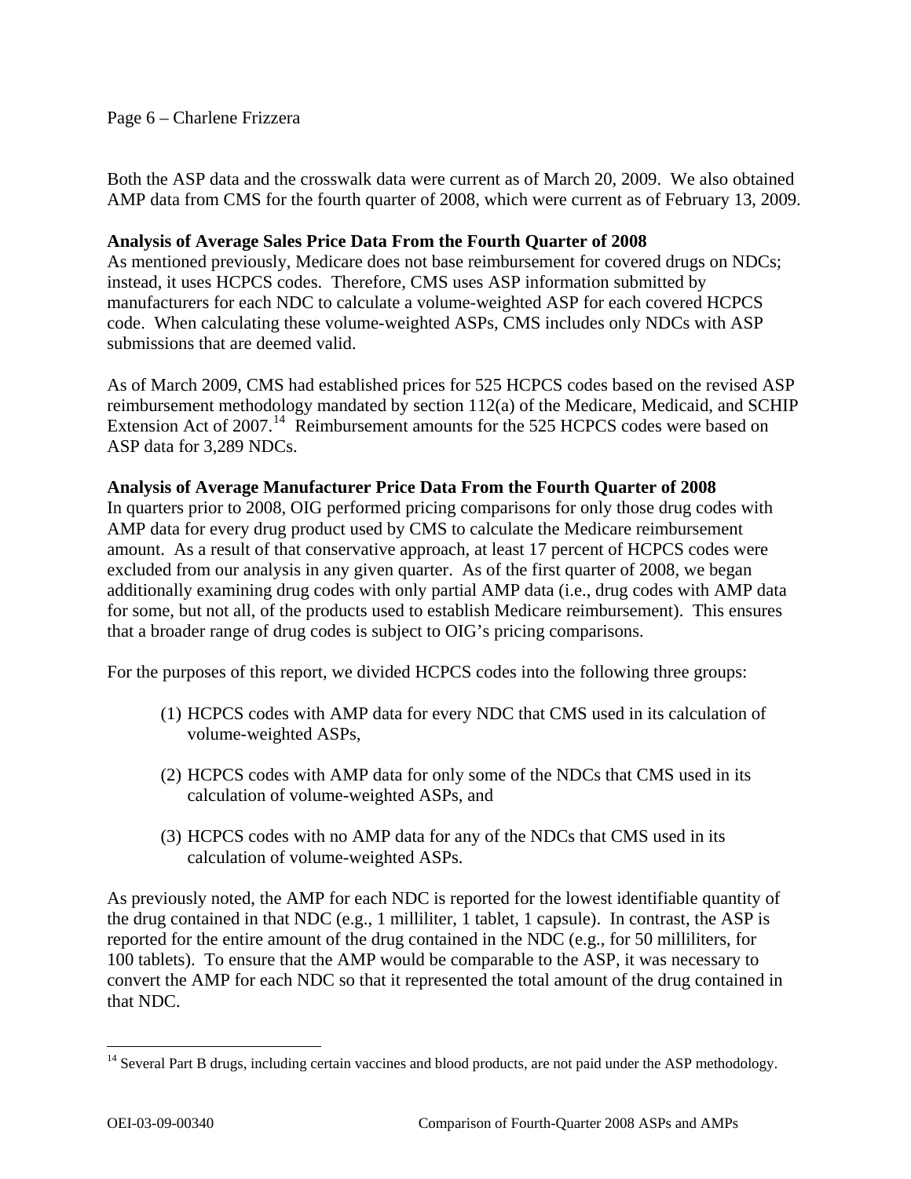Both the ASP data and the crosswalk data were current as of March 20, 2009. We also obtained AMP data from CMS for the fourth quarter of 2008, which were current as of February 13, 2009.

**Analysis of Average Sales Price Data From the Fourth Quarter of 2008**

As mentioned previously, Medicare does not base reimbursement for covered drugs on NDCs; instead, it uses HCPCS codes. Therefore, CMS uses ASP information submitted by manufacturers for each NDC to calculate a volume-weighted ASP for each covered HCPCS code. When calculating these volume-weighted ASPs, CMS includes only NDCs with ASP submissions that are deemed valid.

As of March 2009, CMS had established prices for 525 HCPCS codes based on the revised ASP reimbursement methodology mandated by section 112(a) of the Medicare, Medicaid, and SCHIP Extension Act of 2007.[14] Reimbursement amounts for the 525 HCPCS codes were based on ASP data for 3,289 NDCs.

**Analysis of Average Manufacturer Price Data From the Fourth Quarter of 2008**

In quarters prior to 2008, OIG performed pricing comparisons for only those drug codes with AMP data for every drug product used by CMS to calculate the Medicare reimbursement amount. As a result of that conservative approach, at least 17 percent of HCPCS codes were excluded from our analysis in any given quarter. As of the first quarter of 2008, we began additionally examining drug codes with only partial AMP data (i.e., drug codes with AMP data for some, but not all, of the products used to establish Medicare reimbursement). This ensures that a broader range of drug codes is subject to OIG's pricing comparisons.

For the purposes of this report, we divided HCPCS codes into the following three groups:

(1) HCPCS codes with AMP data for every NDC that CMS used in its calculation of volume-weighted ASPs,

(2) HCPCS codes with AMP data for only some of the NDCs that CMS used in its calculation of volume-weighted ASPs, and

(3) HCPCS codes with no AMP data for any of the NDCs that CMS used in its calculation of volume-weighted ASPs.

As previously noted, the AMP for each NDC is reported for the lowest identifiable quantity of the drug contained in that NDC (e.g., 1 milliliter, 1 tablet, 1 capsule). In contrast, the ASP is reported for the entire amount of the drug contained in the NDC (e.g., for 50 milliliters, for 100 tablets). To ensure that the AMP would be comparable to the ASP, it was necessary to convert the AMP for each NDC so that it represented the total amount of the drug contained in that NDC.

[14] Several Part B drugs, including certain vaccines and blood products, are not paid under the ASP methodology.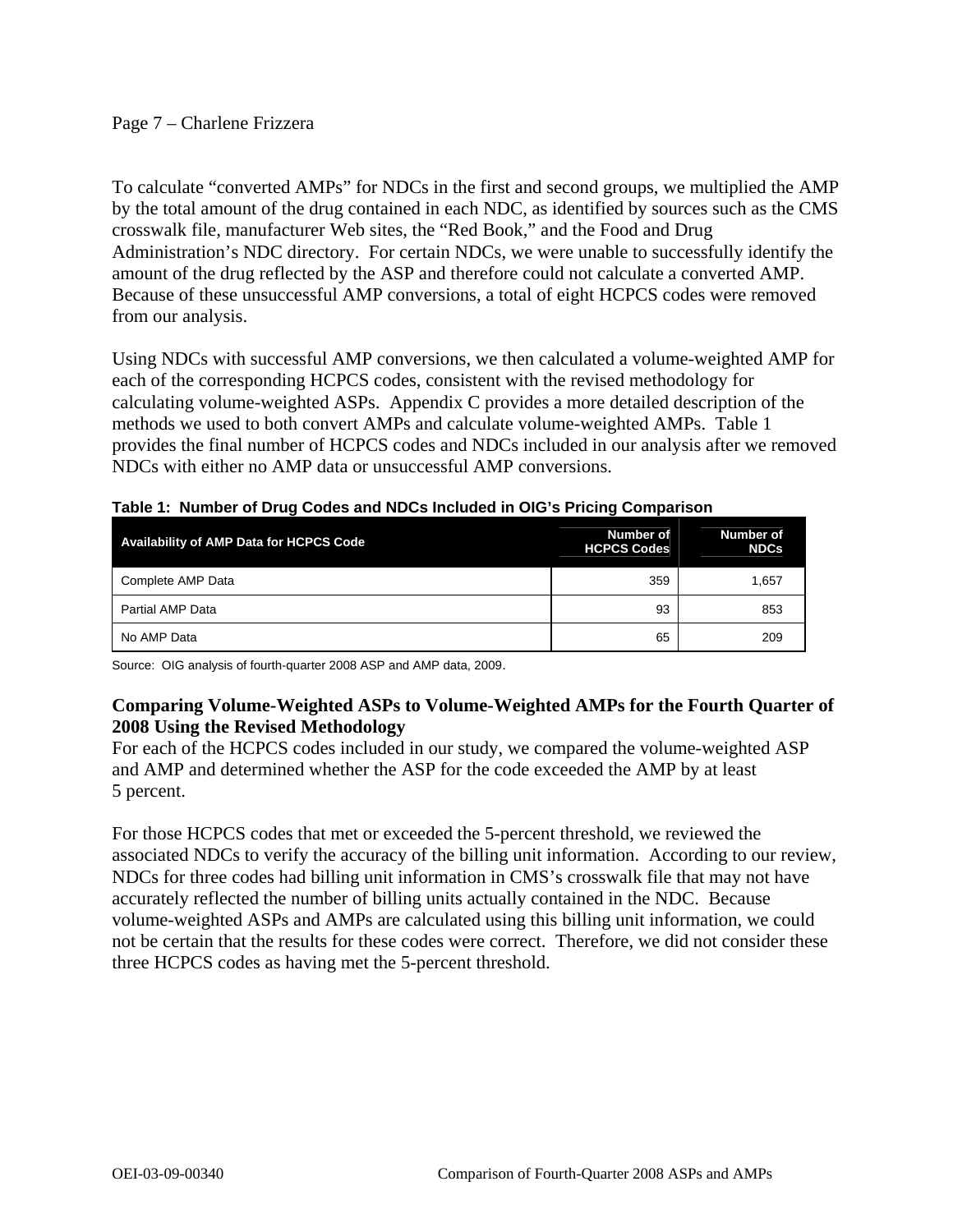To calculate "converted AMPs" for NDCs in the first and second groups, we multiplied the AMP by the total amount of the drug contained in each NDC, as identified by sources such as the CMS crosswalk file, manufacturer Web sites, the "Red Book," and the Food and Drug Administration's NDC directory. For certain NDCs, we were unable to successfully identify the amount of the drug reflected by the ASP and therefore could not calculate a converted AMP. Because of these unsuccessful AMP conversions, a total of eight HCPCS codes were removed from our analysis.

Using NDCs with successful AMP conversions, we then calculated a volume-weighted AMP for each of the corresponding HCPCS codes, consistent with the revised methodology for calculating volume-weighted ASPs. Appendix C provides a more detailed description of the methods we used to both convert AMPs and calculate volume-weighted AMPs. Table 1 provides the final number of HCPCS codes and NDCs included in our analysis after we removed NDCs with either no AMP data or unsuccessful AMP conversions.

**Table 1: Number of Drug Codes and NDCs Included in OIG's Pricing Comparison**

| Availability of AMP Data for HCPCS Code | Number of HCPCS Codes | Number of NDCs |
|---|---|---|
| Complete AMP Data | 359 | 1,657 |
| Partial AMP Data | 93 | 853 |
| No AMP Data | 65 | 209 |

Source: OIG analysis of fourth-quarter 2008 ASP and AMP data, 2009.

**Comparing Volume-Weighted ASPs to Volume-Weighted AMPs for the Fourth Quarter of 2008 Using the Revised Methodology**

For each of the HCPCS codes included in our study, we compared the volume-weighted ASP and AMP and determined whether the ASP for the code exceeded the AMP by at least 5 percent.

For those HCPCS codes that met or exceeded the 5-percent threshold, we reviewed the associated NDCs to verify the accuracy of the billing unit information. According to our review, NDCs for three codes had billing unit information in CMS's crosswalk file that may not have accurately reflected the number of billing units actually contained in the NDC. Because volume-weighted ASPs and AMPs are calculated using this billing unit information, we could not be certain that the results for these codes were correct. Therefore, we did not consider these three HCPCS codes as having met the 5-percent threshold.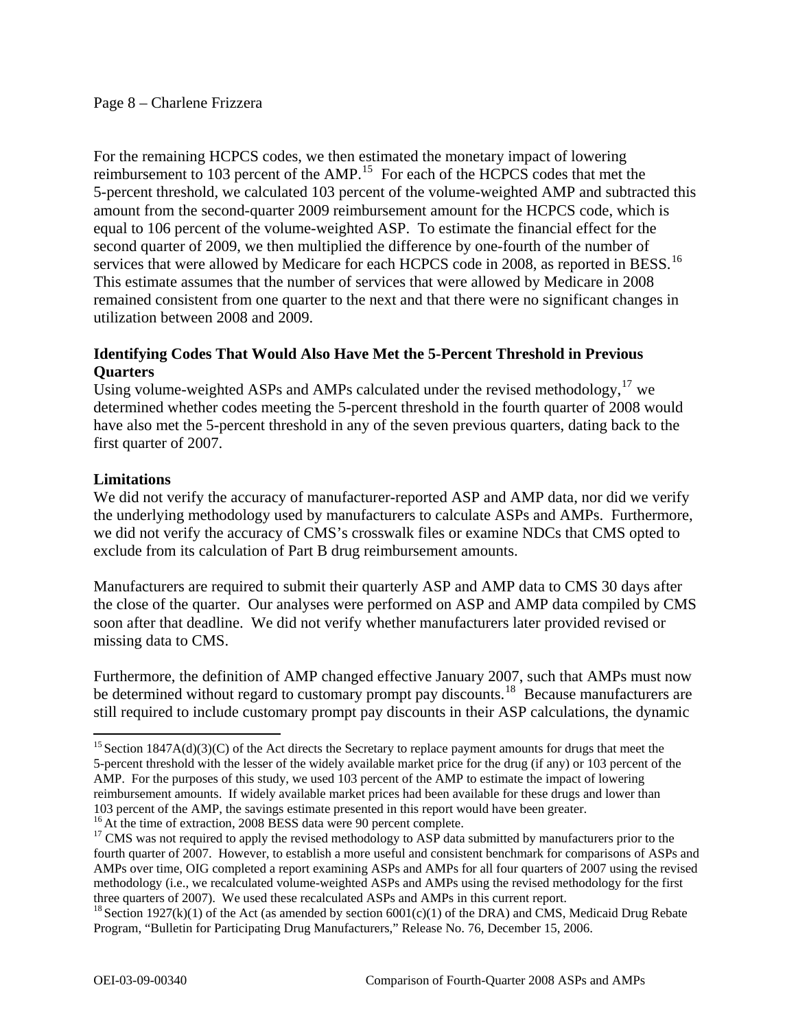For the remaining HCPCS codes, we then estimated the monetary impact of lowering reimbursement to 103 percent of the AMP.[15] For each of the HCPCS codes that met the 5-percent threshold, we calculated 103 percent of the volume-weighted AMP and subtracted this amount from the second-quarter 2009 reimbursement amount for the HCPCS code, which is equal to 106 percent of the volume-weighted ASP. To estimate the financial effect for the second quarter of 2009, we then multiplied the difference by one-fourth of the number of services that were allowed by Medicare for each HCPCS code in 2008, as reported in BESS.[16] This estimate assumes that the number of services that were allowed by Medicare in 2008 remained consistent from one quarter to the next and that there were no significant changes in utilization between 2008 and 2009.

**Identifying Codes That Would Also Have Met the 5-Percent Threshold in Previous Quarters**

Using volume-weighted ASPs and AMPs calculated under the revised methodology,[17] we determined whether codes meeting the 5-percent threshold in the fourth quarter of 2008 would have also met the 5-percent threshold in any of the seven previous quarters, dating back to the first quarter of 2007.

**Limitations**

We did not verify the accuracy of manufacturer-reported ASP and AMP data, nor did we verify the underlying methodology used by manufacturers to calculate ASPs and AMPs. Furthermore, we did not verify the accuracy of CMS's crosswalk files or examine NDCs that CMS opted to exclude from its calculation of Part B drug reimbursement amounts.

Manufacturers are required to submit their quarterly ASP and AMP data to CMS 30 days after the close of the quarter. Our analyses were performed on ASP and AMP data compiled by CMS soon after that deadline. We did not verify whether manufacturers later provided revised or missing data to CMS.

Furthermore, the definition of AMP changed effective January 2007, such that AMPs must now be determined without regard to customary prompt pay discounts.[18] Because manufacturers are still required to include customary prompt pay discounts in their ASP calculations, the dynamic

---

[15] Section 1847A(d)(3)(C) of the Act directs the Secretary to replace payment amounts for drugs that meet the 5-percent threshold with the lesser of the widely available market price for the drug (if any) or 103 percent of the AMP. For the purposes of this study, we used 103 percent of the AMP to estimate the impact of lowering reimbursement amounts. If widely available market prices had been available for these drugs and lower than 103 percent of the AMP, the savings estimate presented in this report would have been greater.

[16] At the time of extraction, 2008 BESS data were 90 percent complete.

[17] CMS was not required to apply the revised methodology to ASP data submitted by manufacturers prior to the fourth quarter of 2007. However, to establish a more useful and consistent benchmark for comparisons of ASPs and AMPs over time, OIG completed a report examining ASPs and AMPs for all four quarters of 2007 using the revised methodology (i.e., we recalculated volume-weighted ASPs and AMPs using the revised methodology for the first three quarters of 2007). We used these recalculated ASPs and AMPs in this current report.

[18] Section 1927(k)(1) of the Act (as amended by section 6001(c)(1) of the DRA) and CMS, Medicaid Drug Rebate Program, "Bulletin for Participating Drug Manufacturers," Release No. 76, December 15, 2006.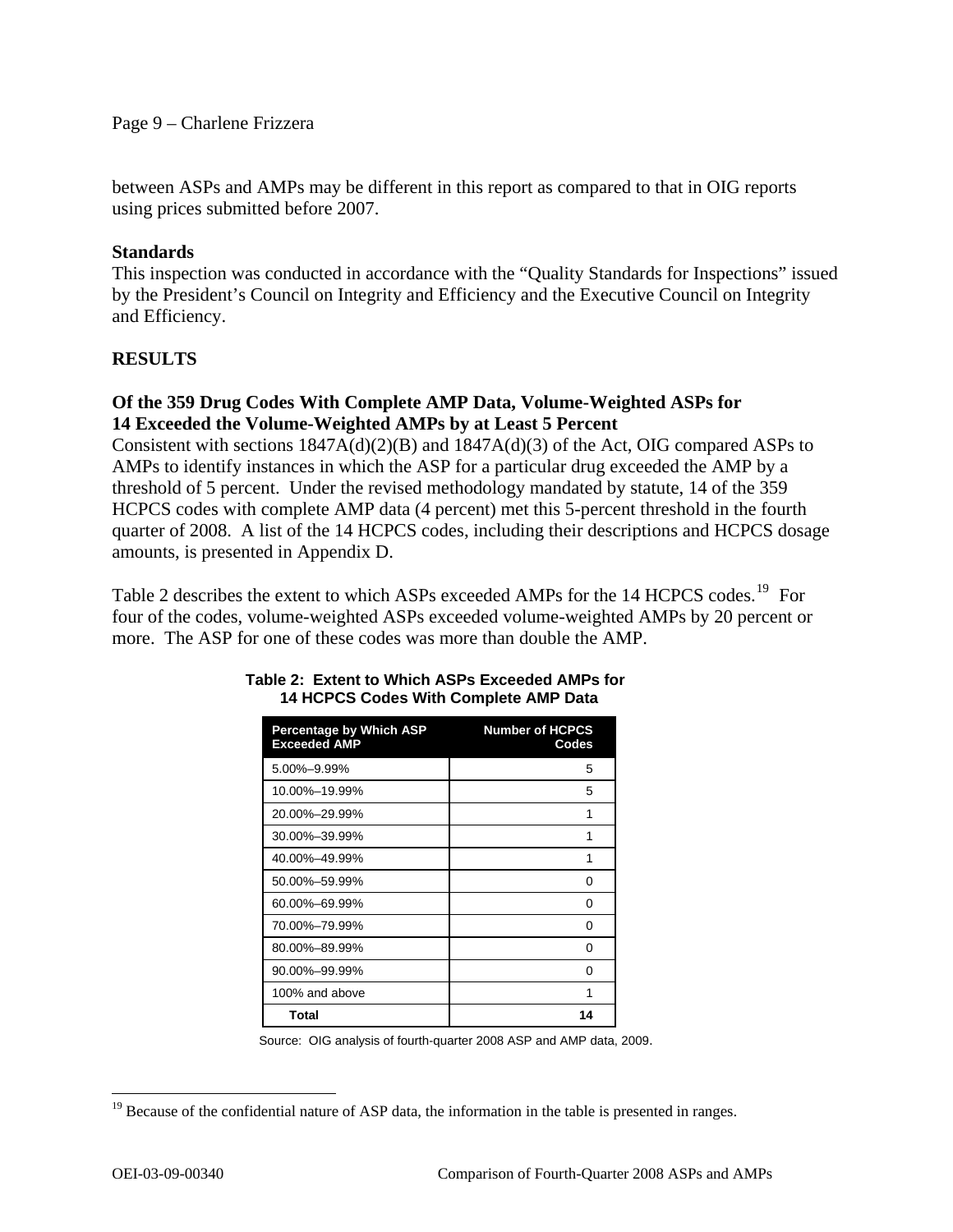between ASPs and AMPs may be different in this report as compared to that in OIG reports using prices submitted before 2007.

**Standards**

This inspection was conducted in accordance with the "Quality Standards for Inspections" issued by the President's Council on Integrity and Efficiency and the Executive Council on Integrity and Efficiency.

## RESULTS

### Of the 359 Drug Codes With Complete AMP Data, Volume-Weighted ASPs for 14 Exceeded the Volume-Weighted AMPs by at Least 5 Percent

Consistent with sections 1847A(d)(2)(B) and 1847A(d)(3) of the Act, OIG compared ASPs to AMPs to identify instances in which the ASP for a particular drug exceeded the AMP by a threshold of 5 percent. Under the revised methodology mandated by statute, 14 of the 359 HCPCS codes with complete AMP data (4 percent) met this 5-percent threshold in the fourth quarter of 2008. A list of the 14 HCPCS codes, including their descriptions and HCPCS dosage amounts, is presented in Appendix D.

Table 2 describes the extent to which ASPs exceeded AMPs for the 14 HCPCS codes.[19] For four of the codes, volume-weighted ASPs exceeded volume-weighted AMPs by 20 percent or more. The ASP for one of these codes was more than double the AMP.

**Table 2: Extent to Which ASPs Exceeded AMPs for 14 HCPCS Codes With Complete AMP Data**

| Percentage by Which ASP Exceeded AMP | Number of HCPCS Codes |
|---|---|
| 5.00%–9.99% | 5 |
| 10.00%–19.99% | 5 |
| 20.00%–29.99% | 1 |
| 30.00%–39.99% | 1 |
| 40.00%–49.99% | 1 |
| 50.00%–59.99% | 0 |
| 60.00%–69.99% | 0 |
| 70.00%–79.99% | 0 |
| 80.00%–89.99% | 0 |
| 90.00%–99.99% | 0 |
| 100% and above | 1 |
| **Total** | **14** |

Source: OIG analysis of fourth-quarter 2008 ASP and AMP data, 2009.

[19] Because of the confidential nature of ASP data, the information in the table is presented in ranges.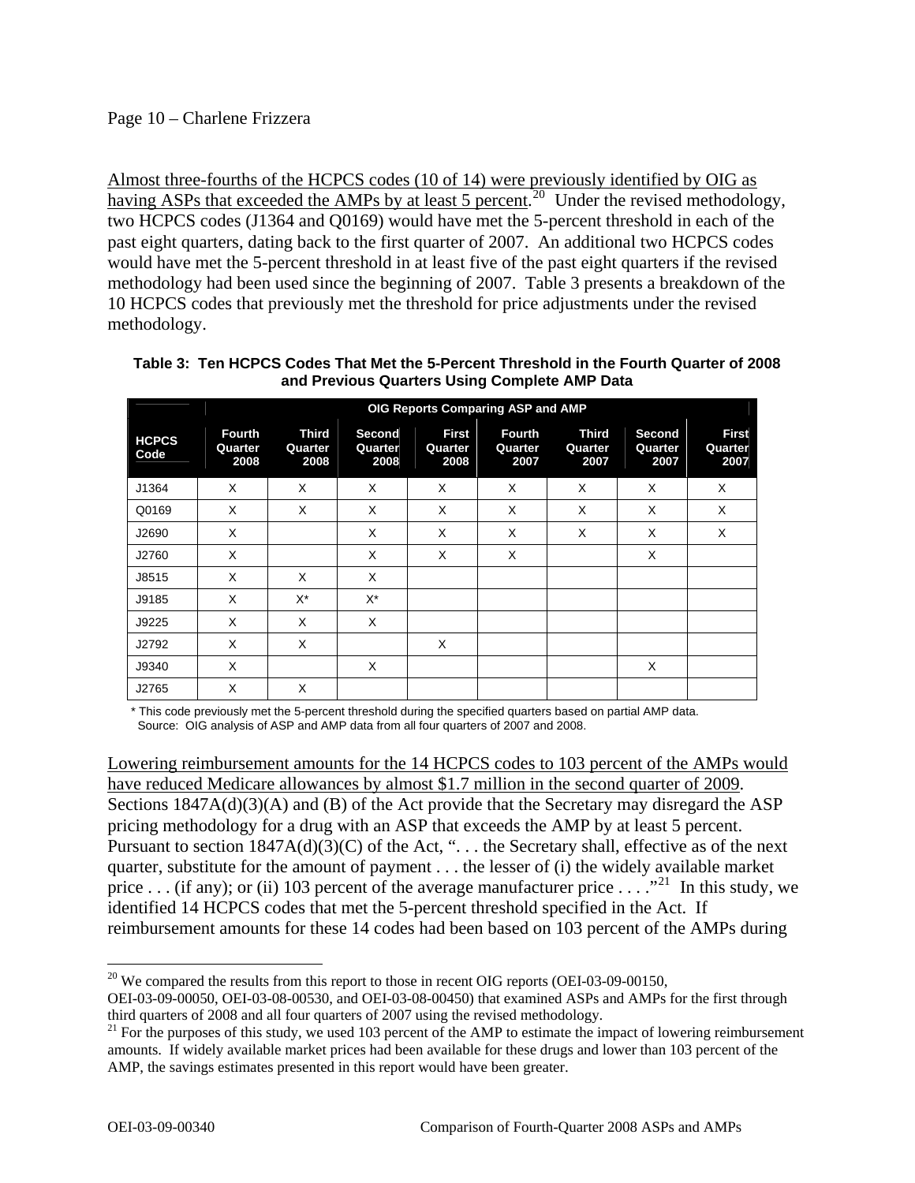Almost three-fourths of the HCPCS codes (10 of 14) were previously identified by OIG as having ASPs that exceeded the AMPs by at least 5 percent.[20] Under the revised methodology, two HCPCS codes (J1364 and Q0169) would have met the 5-percent threshold in each of the past eight quarters, dating back to the first quarter of 2007. An additional two HCPCS codes would have met the 5-percent threshold in at least five of the past eight quarters if the revised methodology had been used since the beginning of 2007. Table 3 presents a breakdown of the 10 HCPCS codes that previously met the threshold for price adjustments under the revised methodology.

**Table 3: Ten HCPCS Codes That Met the 5-Percent Threshold in the Fourth Quarter of 2008 and Previous Quarters Using Complete AMP Data**

| | OIG Reports Comparing ASP and AMP | | | | | | | |
|---|---|---|---|---|---|---|---|---|
| HCPCS Code | Fourth Quarter 2008 | Third Quarter 2008 | Second Quarter 2008 | First Quarter 2008 | Fourth Quarter 2007 | Third Quarter 2007 | Second Quarter 2007 | First Quarter 2007 |
| J1364 | X | X | X | X | X | X | X | X |
| Q0169 | X | X | X | X | X | X | X | X |
| J2690 | X | | X | X | X | X | X | X |
| J2760 | X | | X | X | X | | X | |
| J8515 | X | X | X | | | | | |
| J9185 | X | X* | X* | | | | | |
| J9225 | X | X | X | | | | | |
| J2792 | X | X | | X | | | | |
| J9340 | X | | X | | | | X | |
| J2765 | X | X | | | | | | |

\* This code previously met the 5-percent threshold during the specified quarters based on partial AMP data.
Source: OIG analysis of ASP and AMP data from all four quarters of 2007 and 2008.

Lowering reimbursement amounts for the 14 HCPCS codes to 103 percent of the AMPs would have reduced Medicare allowances by almost $1.7 million in the second quarter of 2009. Sections 1847A(d)(3)(A) and (B) of the Act provide that the Secretary may disregard the ASP pricing methodology for a drug with an ASP that exceeds the AMP by at least 5 percent. Pursuant to section 1847A(d)(3)(C) of the Act, ". . . the Secretary shall, effective as of the next quarter, substitute for the amount of payment . . . the lesser of (i) the widely available market price . . . (if any); or (ii) 103 percent of the average manufacturer price . . . ."[21] In this study, we identified 14 HCPCS codes that met the 5-percent threshold specified in the Act. If reimbursement amounts for these 14 codes had been based on 103 percent of the AMPs during

[20] We compared the results from this report to those in recent OIG reports (OEI-03-09-00150, OEI-03-09-00050, OEI-03-08-00530, and OEI-03-08-00450) that examined ASPs and AMPs for the first through third quarters of 2008 and all four quarters of 2007 using the revised methodology.

[21] For the purposes of this study, we used 103 percent of the AMP to estimate the impact of lowering reimbursement amounts. If widely available market prices had been available for these drugs and lower than 103 percent of the AMP, the savings estimates presented in this report would have been greater.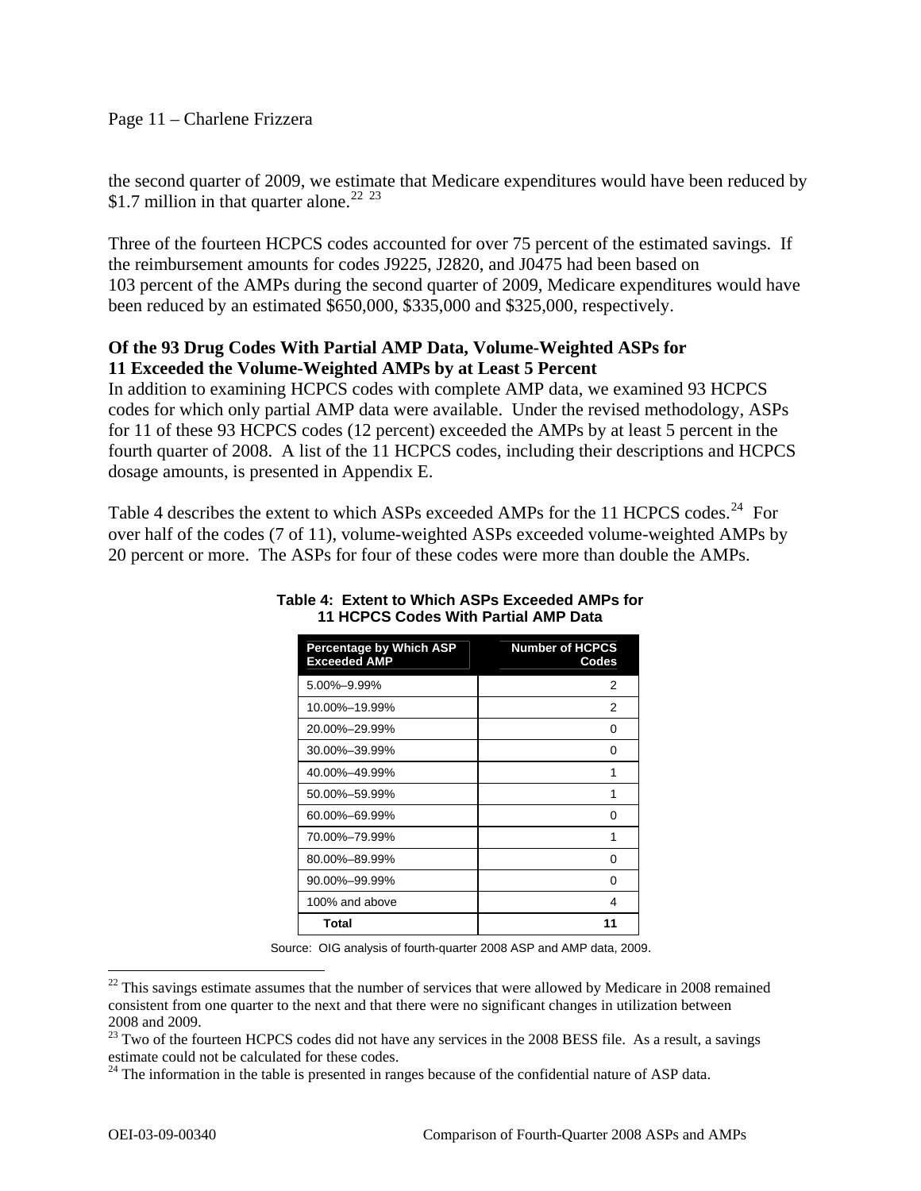the second quarter of 2009, we estimate that Medicare expenditures would have been reduced by $1.7 million in that quarter alone.[22] [23]

Three of the fourteen HCPCS codes accounted for over 75 percent of the estimated savings. If the reimbursement amounts for codes J9225, J2820, and J0475 had been based on 103 percent of the AMPs during the second quarter of 2009, Medicare expenditures would have been reduced by an estimated $650,000, $335,000 and $325,000, respectively.

**Of the 93 Drug Codes With Partial AMP Data, Volume-Weighted ASPs for 11 Exceeded the Volume-Weighted AMPs by at Least 5 Percent**

In addition to examining HCPCS codes with complete AMP data, we examined 93 HCPCS codes for which only partial AMP data were available. Under the revised methodology, ASPs for 11 of these 93 HCPCS codes (12 percent) exceeded the AMPs by at least 5 percent in the fourth quarter of 2008. A list of the 11 HCPCS codes, including their descriptions and HCPCS dosage amounts, is presented in Appendix E.

Table 4 describes the extent to which ASPs exceeded AMPs for the 11 HCPCS codes.[24] For over half of the codes (7 of 11), volume-weighted ASPs exceeded volume-weighted AMPs by 20 percent or more. The ASPs for four of these codes were more than double the AMPs.

**Table 4: Extent to Which ASPs Exceeded AMPs for 11 HCPCS Codes With Partial AMP Data**

| Percentage by Which ASP Exceeded AMP | Number of HCPCS Codes |
|---|---|
| 5.00%–9.99% | 2 |
| 10.00%–19.99% | 2 |
| 20.00%–29.99% | 0 |
| 30.00%–39.99% | 0 |
| 40.00%–49.99% | 1 |
| 50.00%–59.99% | 1 |
| 60.00%–69.99% | 0 |
| 70.00%–79.99% | 1 |
| 80.00%–89.99% | 0 |
| 90.00%–99.99% | 0 |
| 100% and above | 4 |
| **Total** | **11** |

Source: OIG analysis of fourth-quarter 2008 ASP and AMP data, 2009.

[22] This savings estimate assumes that the number of services that were allowed by Medicare in 2008 remained consistent from one quarter to the next and that there were no significant changes in utilization between 2008 and 2009.

[23] Two of the fourteen HCPCS codes did not have any services in the 2008 BESS file. As a result, a savings estimate could not be calculated for these codes.

[24] The information in the table is presented in ranges because of the confidential nature of ASP data.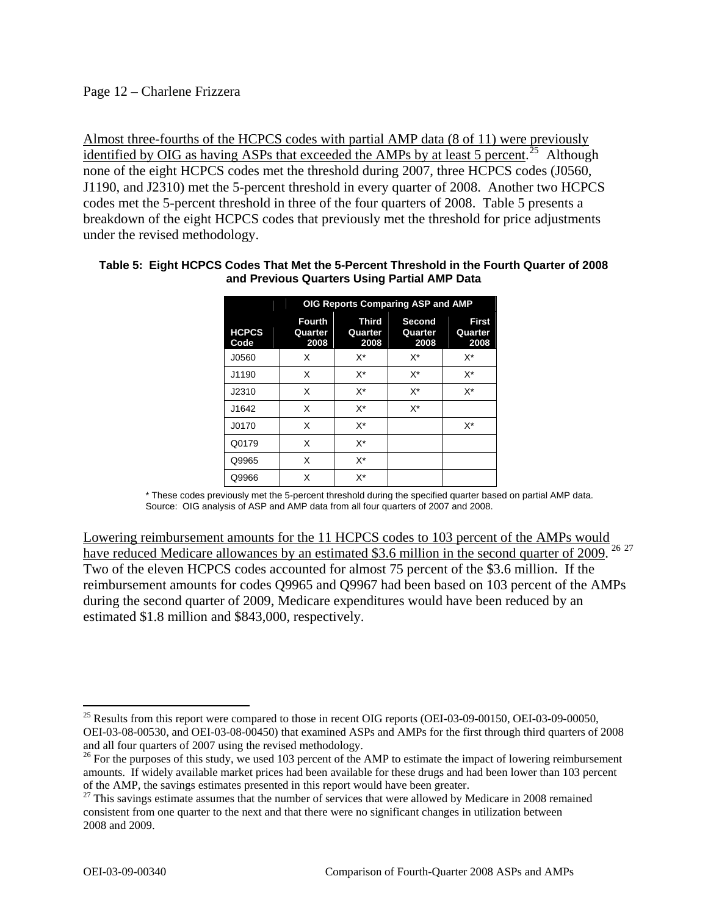Almost three-fourths of the HCPCS codes with partial AMP data (8 of 11) were previously identified by OIG as having ASPs that exceeded the AMPs by at least 5 percent.[25] Although none of the eight HCPCS codes met the threshold during 2007, three HCPCS codes (J0560, J1190, and J2310) met the 5-percent threshold in every quarter of 2008. Another two HCPCS codes met the 5-percent threshold in three of the four quarters of 2008. Table 5 presents a breakdown of the eight HCPCS codes that previously met the threshold for price adjustments under the revised methodology.

**Table 5: Eight HCPCS Codes That Met the 5-Percent Threshold in the Fourth Quarter of 2008 and Previous Quarters Using Partial AMP Data**

| | OIG Reports Comparing ASP and AMP | | | |
|---|---|---|---|---|
| **HCPCS Code** | **Fourth Quarter 2008** | **Third Quarter 2008** | **Second Quarter 2008** | **First Quarter 2008** |
| J0560 | X | X* | X* | X* |
| J1190 | X | X* | X* | X* |
| J2310 | X | X* | X* | X* |
| J1642 | X | X* | X* | |
| J0170 | X | X* | | X* |
| Q0179 | X | X* | | |
| Q9965 | X | X* | | |
| Q9966 | X | X* | | |

\* These codes previously met the 5-percent threshold during the specified quarter based on partial AMP data.
Source: OIG analysis of ASP and AMP data from all four quarters of 2007 and 2008.

Lowering reimbursement amounts for the 11 HCPCS codes to 103 percent of the AMPs would have reduced Medicare allowances by an estimated $3.6 million in the second quarter of 2009.[26] [27] Two of the eleven HCPCS codes accounted for almost 75 percent of the $3.6 million. If the reimbursement amounts for codes Q9965 and Q9967 had been based on 103 percent of the AMPs during the second quarter of 2009, Medicare expenditures would have been reduced by an estimated $1.8 million and $843,000, respectively.

---

[25] Results from this report were compared to those in recent OIG reports (OEI-03-09-00150, OEI-03-09-00050, OEI-03-08-00530, and OEI-03-08-00450) that examined ASPs and AMPs for the first through third quarters of 2008 and all four quarters of 2007 using the revised methodology.

[26] For the purposes of this study, we used 103 percent of the AMP to estimate the impact of lowering reimbursement amounts. If widely available market prices had been available for these drugs and had been lower than 103 percent of the AMP, the savings estimates presented in this report would have been greater.

[27] This savings estimate assumes that the number of services that were allowed by Medicare in 2008 remained consistent from one quarter to the next and that there were no significant changes in utilization between 2008 and 2009.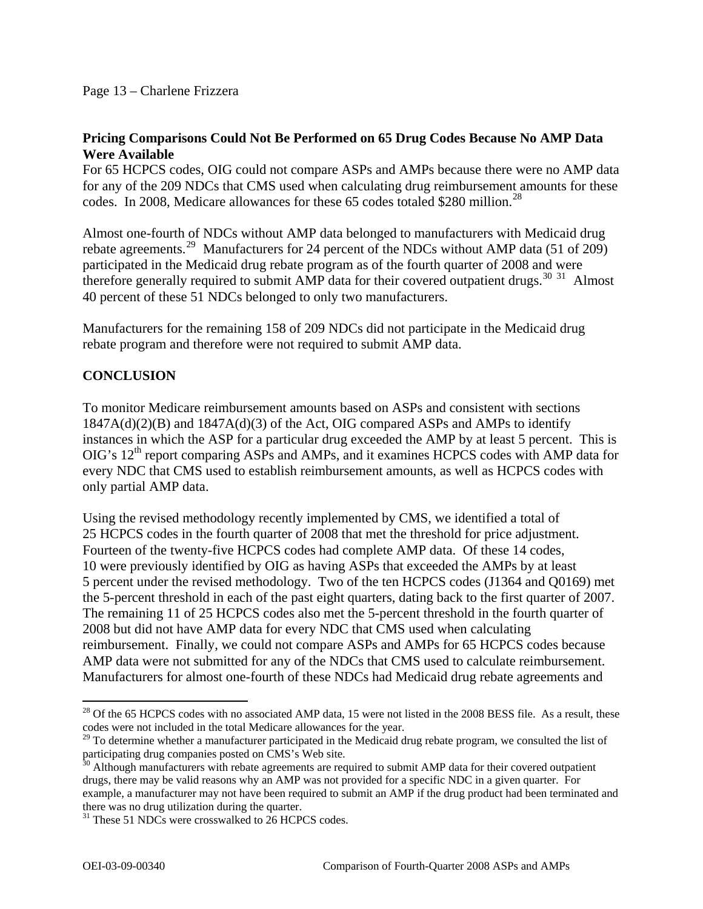**Pricing Comparisons Could Not Be Performed on 65 Drug Codes Because No AMP Data Were Available**

For 65 HCPCS codes, OIG could not compare ASPs and AMPs because there were no AMP data for any of the 209 NDCs that CMS used when calculating drug reimbursement amounts for these codes. In 2008, Medicare allowances for these 65 codes totaled $280 million.[28]

Almost one-fourth of NDCs without AMP data belonged to manufacturers with Medicaid drug rebate agreements.[29] Manufacturers for 24 percent of the NDCs without AMP data (51 of 209) participated in the Medicaid drug rebate program as of the fourth quarter of 2008 and were therefore generally required to submit AMP data for their covered outpatient drugs.[30] [31] Almost 40 percent of these 51 NDCs belonged to only two manufacturers.

Manufacturers for the remaining 158 of 209 NDCs did not participate in the Medicaid drug rebate program and therefore were not required to submit AMP data.

**CONCLUSION**

To monitor Medicare reimbursement amounts based on ASPs and consistent with sections 1847A(d)(2)(B) and 1847A(d)(3) of the Act, OIG compared ASPs and AMPs to identify instances in which the ASP for a particular drug exceeded the AMP by at least 5 percent. This is OIG's 12th report comparing ASPs and AMPs, and it examines HCPCS codes with AMP data for every NDC that CMS used to establish reimbursement amounts, as well as HCPCS codes with only partial AMP data.

Using the revised methodology recently implemented by CMS, we identified a total of 25 HCPCS codes in the fourth quarter of 2008 that met the threshold for price adjustment. Fourteen of the twenty-five HCPCS codes had complete AMP data. Of these 14 codes, 10 were previously identified by OIG as having ASPs that exceeded the AMPs by at least 5 percent under the revised methodology. Two of the ten HCPCS codes (J1364 and Q0169) met the 5-percent threshold in each of the past eight quarters, dating back to the first quarter of 2007. The remaining 11 of 25 HCPCS codes also met the 5-percent threshold in the fourth quarter of 2008 but did not have AMP data for every NDC that CMS used when calculating reimbursement. Finally, we could not compare ASPs and AMPs for 65 HCPCS codes because AMP data were not submitted for any of the NDCs that CMS used to calculate reimbursement. Manufacturers for almost one-fourth of these NDCs had Medicaid drug rebate agreements and

---

[28] Of the 65 HCPCS codes with no associated AMP data, 15 were not listed in the 2008 BESS file. As a result, these codes were not included in the total Medicare allowances for the year.

[29] To determine whether a manufacturer participated in the Medicaid drug rebate program, we consulted the list of participating drug companies posted on CMS's Web site.

[30] Although manufacturers with rebate agreements are required to submit AMP data for their covered outpatient drugs, there may be valid reasons why an AMP was not provided for a specific NDC in a given quarter. For example, a manufacturer may not have been required to submit an AMP if the drug product had been terminated and there was no drug utilization during the quarter.

[31] These 51 NDCs were crosswalked to 26 HCPCS codes.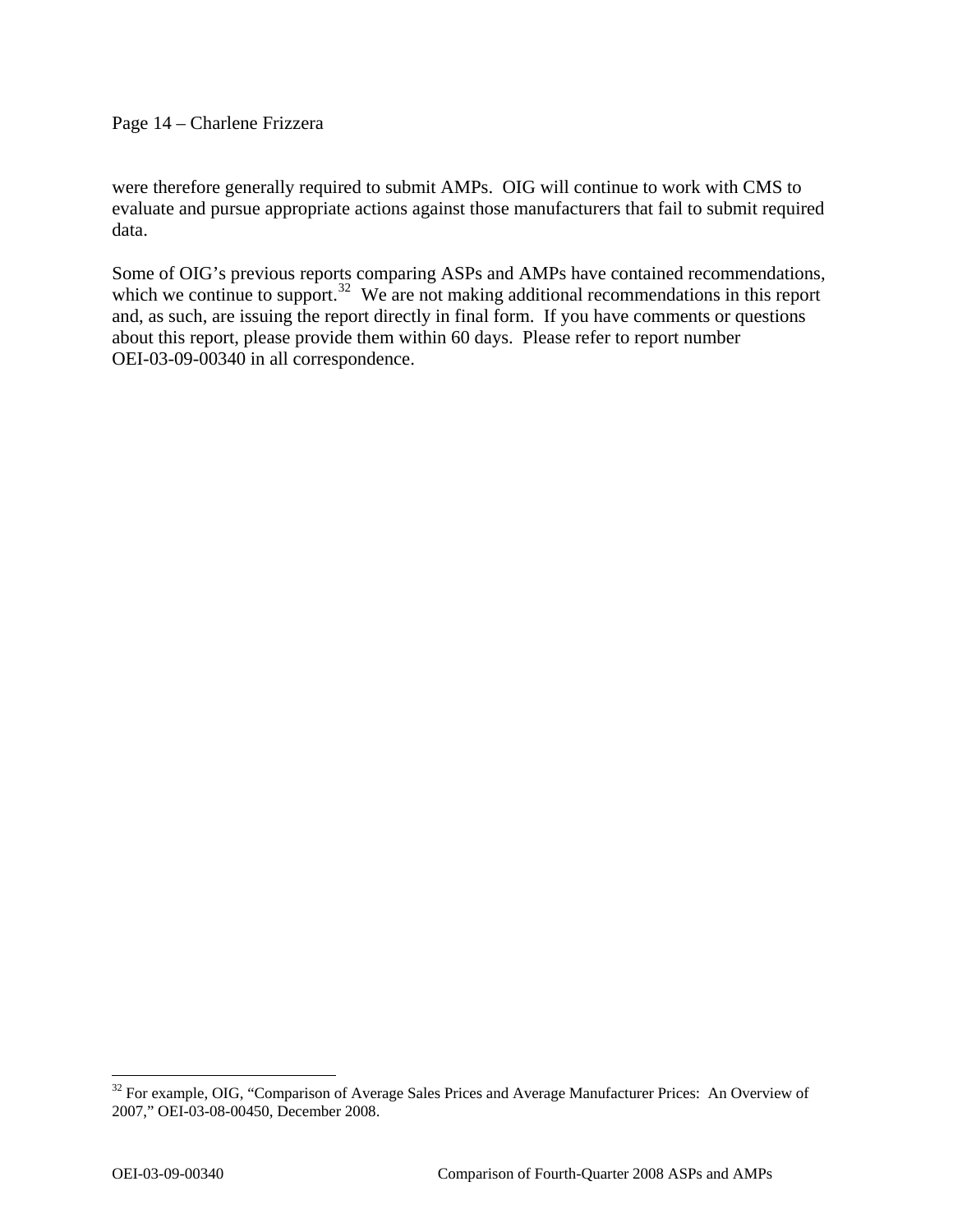were therefore generally required to submit AMPs. OIG will continue to work with CMS to evaluate and pursue appropriate actions against those manufacturers that fail to submit required data.

Some of OIG's previous reports comparing ASPs and AMPs have contained recommendations, which we continue to support.[32] We are not making additional recommendations in this report and, as such, are issuing the report directly in final form. If you have comments or questions about this report, please provide them within 60 days. Please refer to report number OEI-03-09-00340 in all correspondence.

---

[32] For example, OIG, "Comparison of Average Sales Prices and Average Manufacturer Prices: An Overview of 2007," OEI-03-08-00450, December 2008.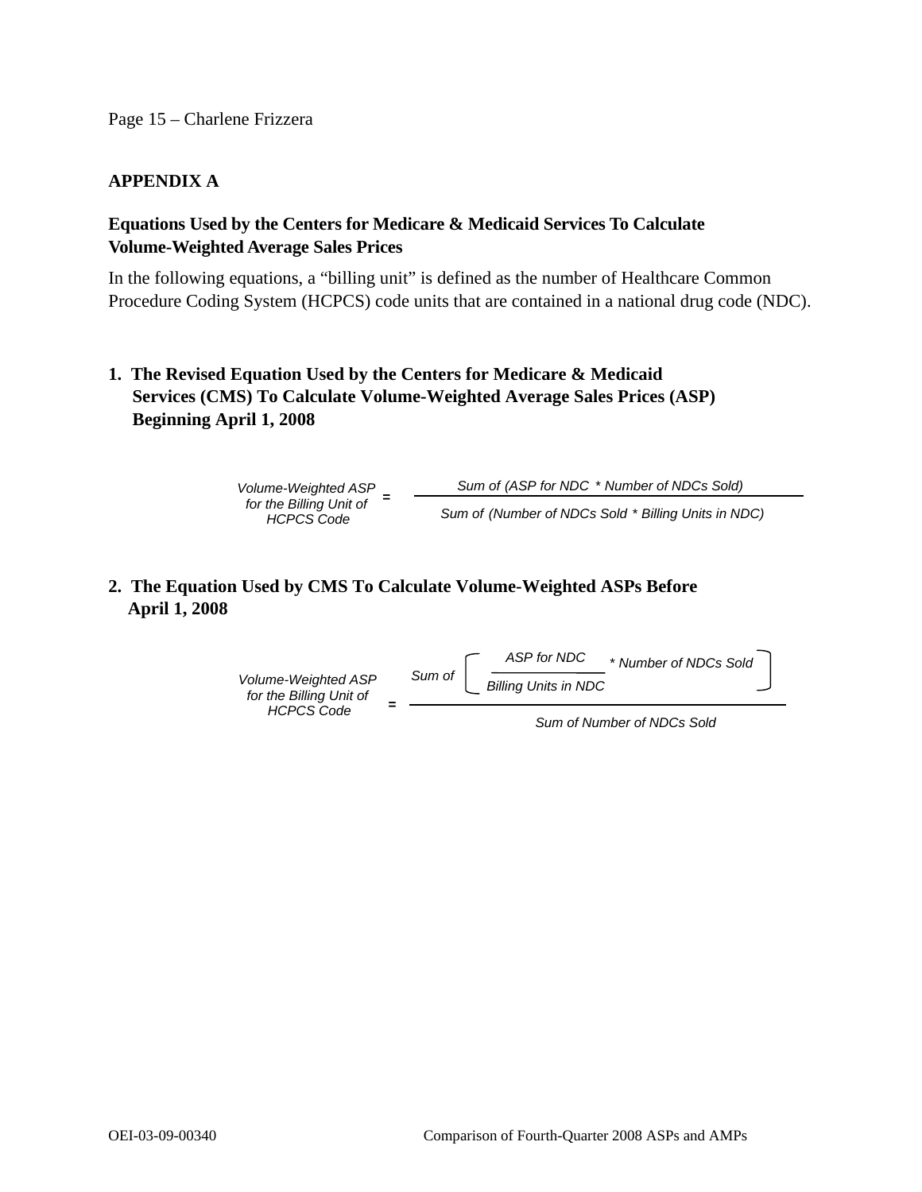## APPENDIX A

### Equations Used by the Centers for Medicare & Medicaid Services To Calculate Volume-Weighted Average Sales Prices

In the following equations, a "billing unit" is defined as the number of Healthcare Common Procedure Coding System (HCPCS) code units that are contained in a national drug code (NDC).

### 1. The Revised Equation Used by the Centers for Medicare & Medicaid Services (CMS) To Calculate Volume-Weighted Average Sales Prices (ASP) Beginning April 1, 2008

$$\text{Volume-Weighted ASP for the Billing Unit of HCPCS Code} = \frac{\text{Sum of (ASP for NDC * Number of NDCs Sold)}}{\text{Sum of (Number of NDCs Sold * Billing Units in NDC)}}$$

### 2. The Equation Used by CMS To Calculate Volume-Weighted ASPs Before April 1, 2008

$$\text{Volume-Weighted ASP for the Billing Unit of HCPCS Code} = \frac{\text{Sum of} \left[ \dfrac{\text{ASP for NDC}}{\text{Billing Units in NDC}} \text{ * Number of NDCs Sold} \right]}{\text{Sum of Number of NDCs Sold}}$$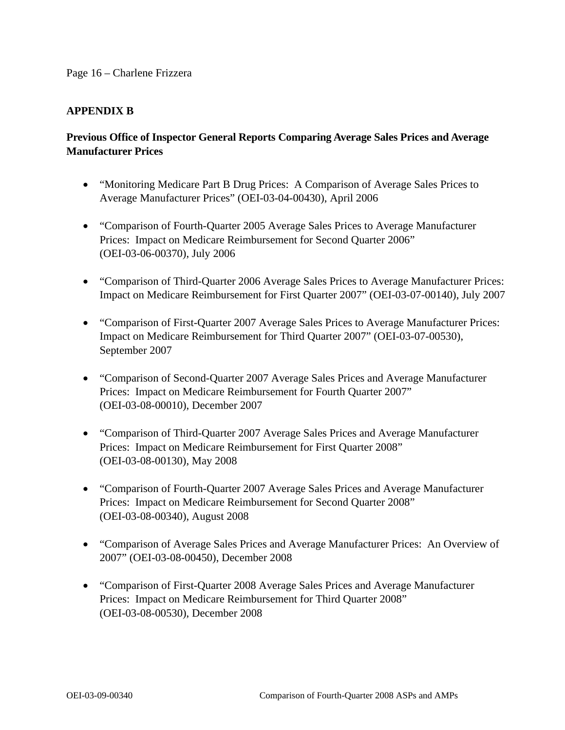## APPENDIX B

### Previous Office of Inspector General Reports Comparing Average Sales Prices and Average Manufacturer Prices

- "Monitoring Medicare Part B Drug Prices: A Comparison of Average Sales Prices to Average Manufacturer Prices" (OEI-03-04-00430), April 2006
- "Comparison of Fourth-Quarter 2005 Average Sales Prices to Average Manufacturer Prices: Impact on Medicare Reimbursement for Second Quarter 2006" (OEI-03-06-00370), July 2006
- "Comparison of Third-Quarter 2006 Average Sales Prices to Average Manufacturer Prices: Impact on Medicare Reimbursement for First Quarter 2007" (OEI-03-07-00140), July 2007
- "Comparison of First-Quarter 2007 Average Sales Prices to Average Manufacturer Prices: Impact on Medicare Reimbursement for Third Quarter 2007" (OEI-03-07-00530), September 2007
- "Comparison of Second-Quarter 2007 Average Sales Prices and Average Manufacturer Prices: Impact on Medicare Reimbursement for Fourth Quarter 2007" (OEI-03-08-00010), December 2007
- "Comparison of Third-Quarter 2007 Average Sales Prices and Average Manufacturer Prices: Impact on Medicare Reimbursement for First Quarter 2008" (OEI-03-08-00130), May 2008
- "Comparison of Fourth-Quarter 2007 Average Sales Prices and Average Manufacturer Prices: Impact on Medicare Reimbursement for Second Quarter 2008" (OEI-03-08-00340), August 2008
- "Comparison of Average Sales Prices and Average Manufacturer Prices: An Overview of 2007" (OEI-03-08-00450), December 2008
- "Comparison of First-Quarter 2008 Average Sales Prices and Average Manufacturer Prices: Impact on Medicare Reimbursement for Third Quarter 2008" (OEI-03-08-00530), December 2008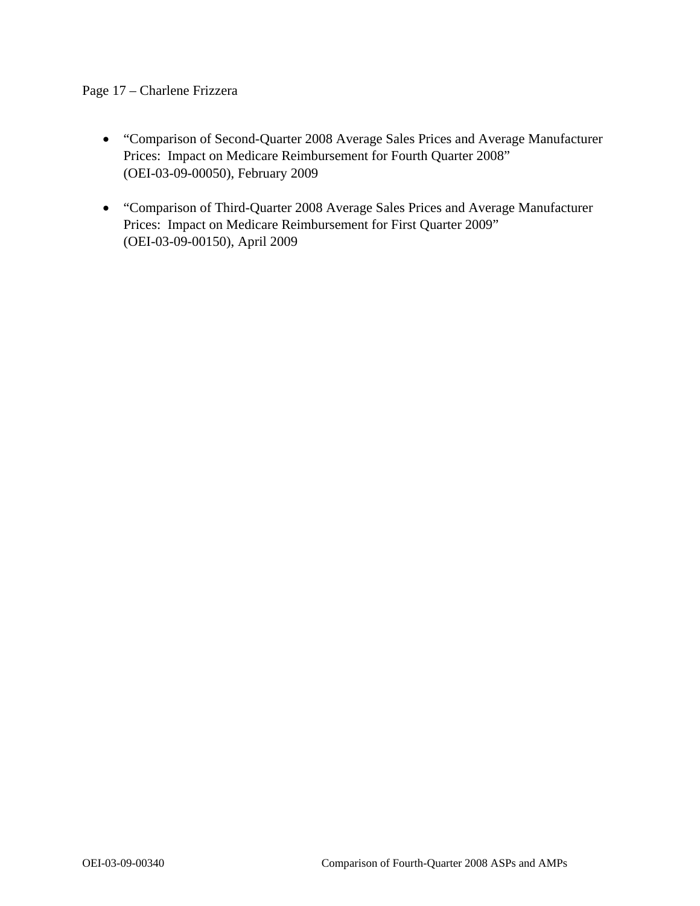- "Comparison of Second-Quarter 2008 Average Sales Prices and Average Manufacturer Prices: Impact on Medicare Reimbursement for Fourth Quarter 2008" (OEI-03-09-00050), February 2009

- "Comparison of Third-Quarter 2008 Average Sales Prices and Average Manufacturer Prices: Impact on Medicare Reimbursement for First Quarter 2009" (OEI-03-09-00150), April 2009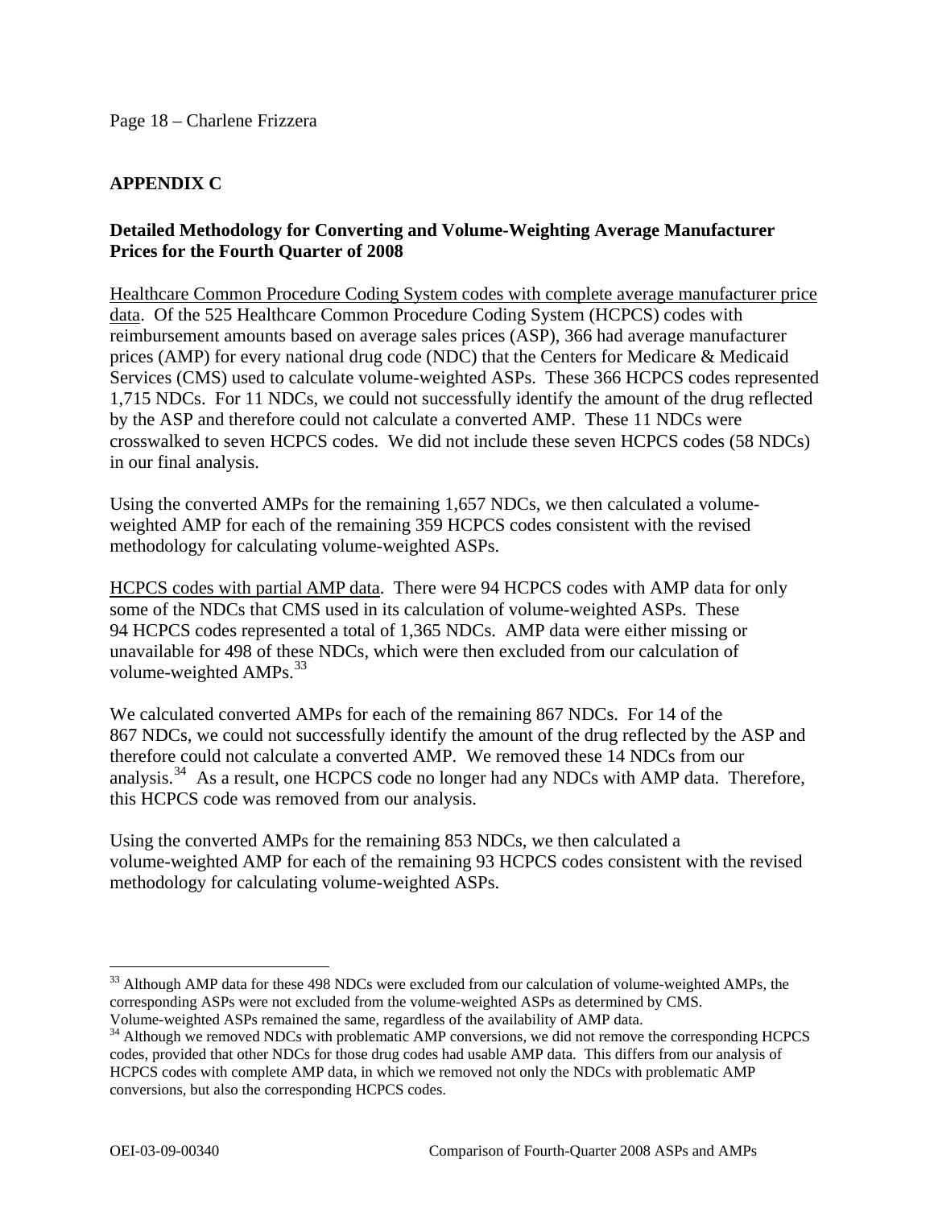## APPENDIX C

### Detailed Methodology for Converting and Volume-Weighting Average Manufacturer Prices for the Fourth Quarter of 2008

Healthcare Common Procedure Coding System codes with complete average manufacturer price data. Of the 525 Healthcare Common Procedure Coding System (HCPCS) codes with reimbursement amounts based on average sales prices (ASP), 366 had average manufacturer prices (AMP) for every national drug code (NDC) that the Centers for Medicare & Medicaid Services (CMS) used to calculate volume-weighted ASPs. These 366 HCPCS codes represented 1,715 NDCs. For 11 NDCs, we could not successfully identify the amount of the drug reflected by the ASP and therefore could not calculate a converted AMP. These 11 NDCs were crosswalked to seven HCPCS codes. We did not include these seven HCPCS codes (58 NDCs) in our final analysis.

Using the converted AMPs for the remaining 1,657 NDCs, we then calculated a volume-weighted AMP for each of the remaining 359 HCPCS codes consistent with the revised methodology for calculating volume-weighted ASPs.

HCPCS codes with partial AMP data. There were 94 HCPCS codes with AMP data for only some of the NDCs that CMS used in its calculation of volume-weighted ASPs. These 94 HCPCS codes represented a total of 1,365 NDCs. AMP data were either missing or unavailable for 498 of these NDCs, which were then excluded from our calculation of volume-weighted AMPs.[33]

We calculated converted AMPs for each of the remaining 867 NDCs. For 14 of the 867 NDCs, we could not successfully identify the amount of the drug reflected by the ASP and therefore could not calculate a converted AMP. We removed these 14 NDCs from our analysis.[34] As a result, one HCPCS code no longer had any NDCs with AMP data. Therefore, this HCPCS code was removed from our analysis.

Using the converted AMPs for the remaining 853 NDCs, we then calculated a volume-weighted AMP for each of the remaining 93 HCPCS codes consistent with the revised methodology for calculating volume-weighted ASPs.

---

[33] Although AMP data for these 498 NDCs were excluded from our calculation of volume-weighted AMPs, the corresponding ASPs were not excluded from the volume-weighted ASPs as determined by CMS. Volume-weighted ASPs remained the same, regardless of the availability of AMP data.

[34] Although we removed NDCs with problematic AMP conversions, we did not remove the corresponding HCPCS codes, provided that other NDCs for those drug codes had usable AMP data. This differs from our analysis of HCPCS codes with complete AMP data, in which we removed not only the NDCs with problematic AMP conversions, but also the corresponding HCPCS codes.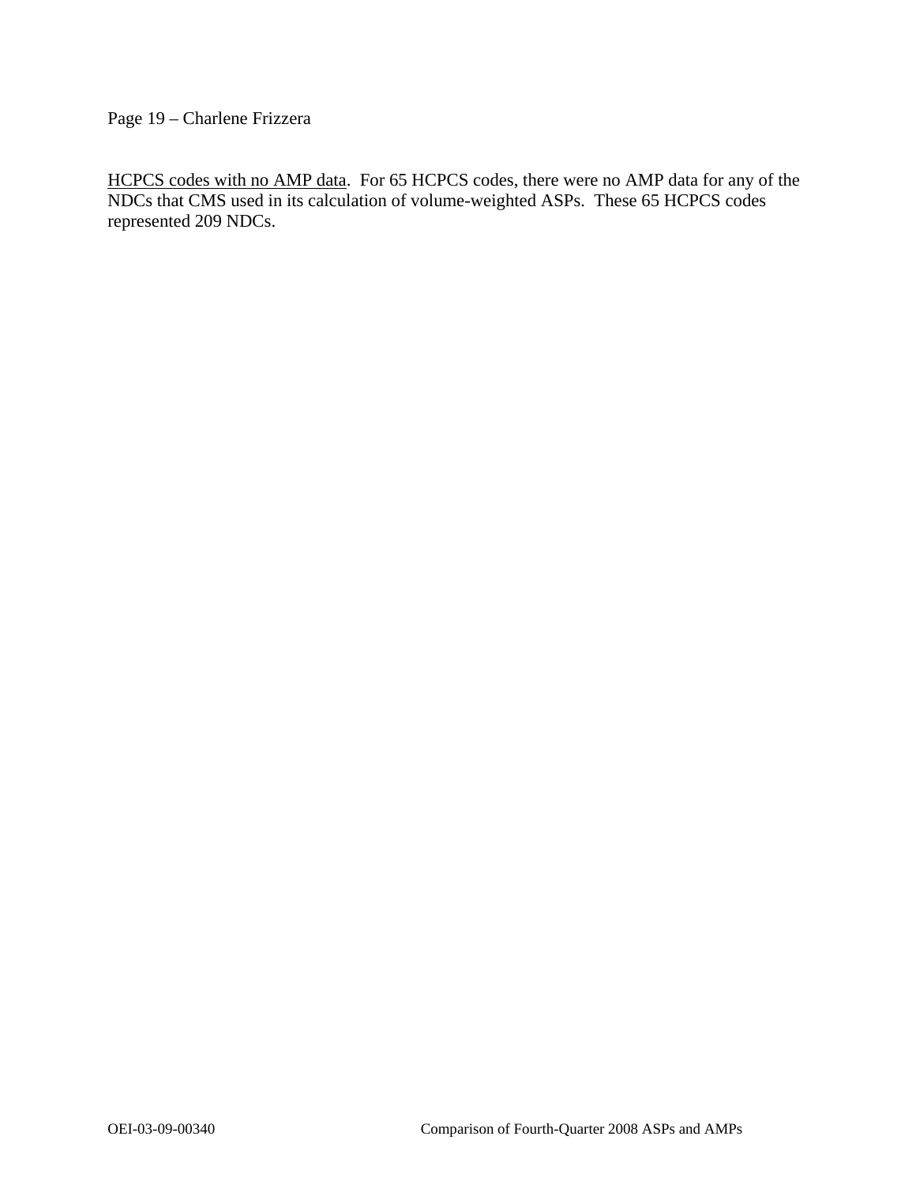<u>HCPCS codes with no AMP data</u>. For 65 HCPCS codes, there were no AMP data for any of the NDCs that CMS used in its calculation of volume-weighted ASPs. These 65 HCPCS codes represented 209 NDCs.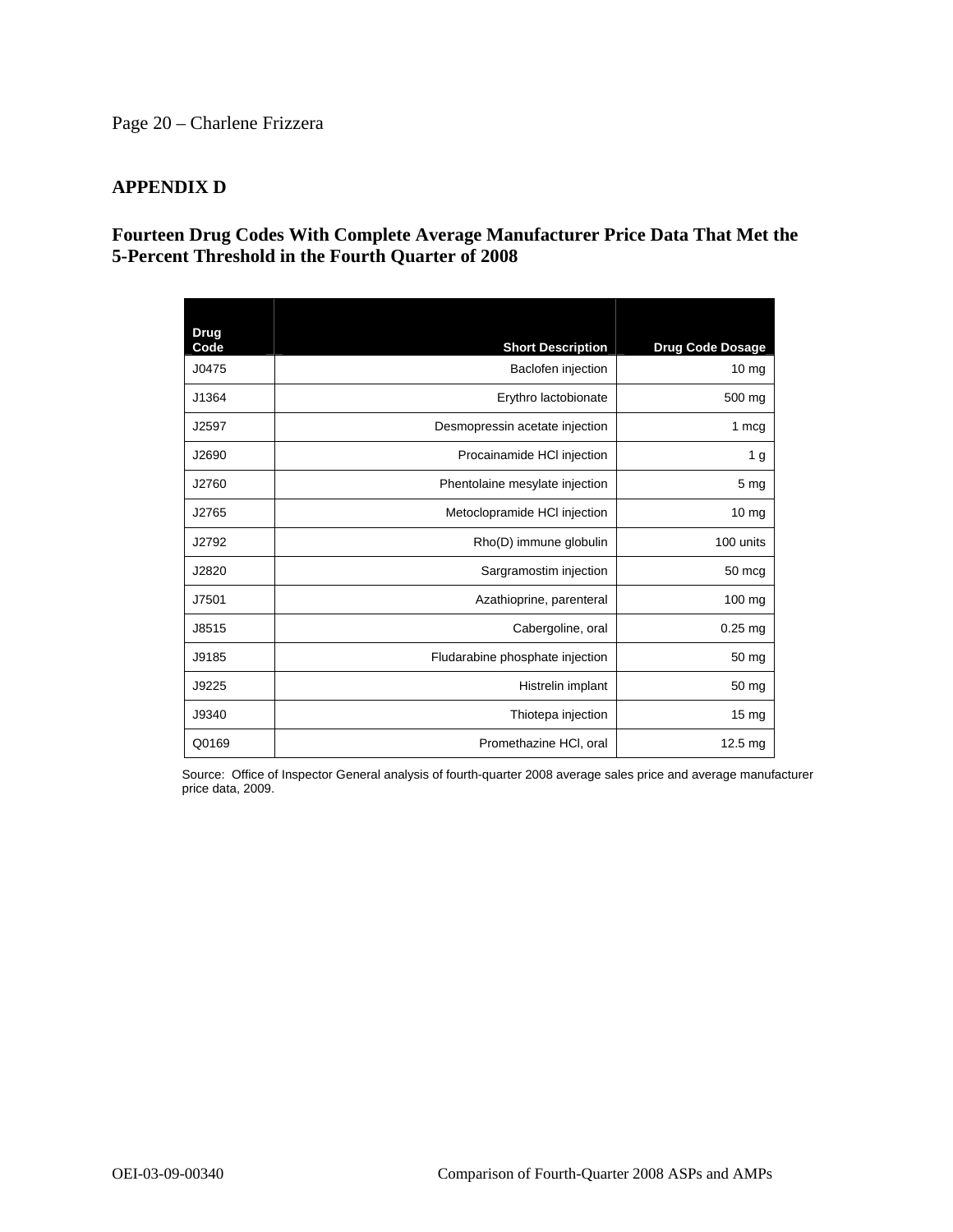## APPENDIX D

### Fourteen Drug Codes With Complete Average Manufacturer Price Data That Met the 5-Percent Threshold in the Fourth Quarter of 2008

| Drug Code | Short Description | Drug Code Dosage |
|---|---:|---:|
| J0475 | Baclofen injection | 10 mg |
| J1364 | Erythro lactobionate | 500 mg |
| J2597 | Desmopressin acetate injection | 1 mcg |
| J2690 | Procainamide HCl injection | 1 g |
| J2760 | Phentolaine mesylate injection | 5 mg |
| J2765 | Metoclopramide HCl injection | 10 mg |
| J2792 | Rho(D) immune globulin | 100 units |
| J2820 | Sargramostim injection | 50 mcg |
| J7501 | Azathioprine, parenteral | 100 mg |
| J8515 | Cabergoline, oral | 0.25 mg |
| J9185 | Fludarabine phosphate injection | 50 mg |
| J9225 | Histrelin implant | 50 mg |
| J9340 | Thiotepa injection | 15 mg |
| Q0169 | Promethazine HCl, oral | 12.5 mg |

Source: Office of Inspector General analysis of fourth-quarter 2008 average sales price and average manufacturer price data, 2009.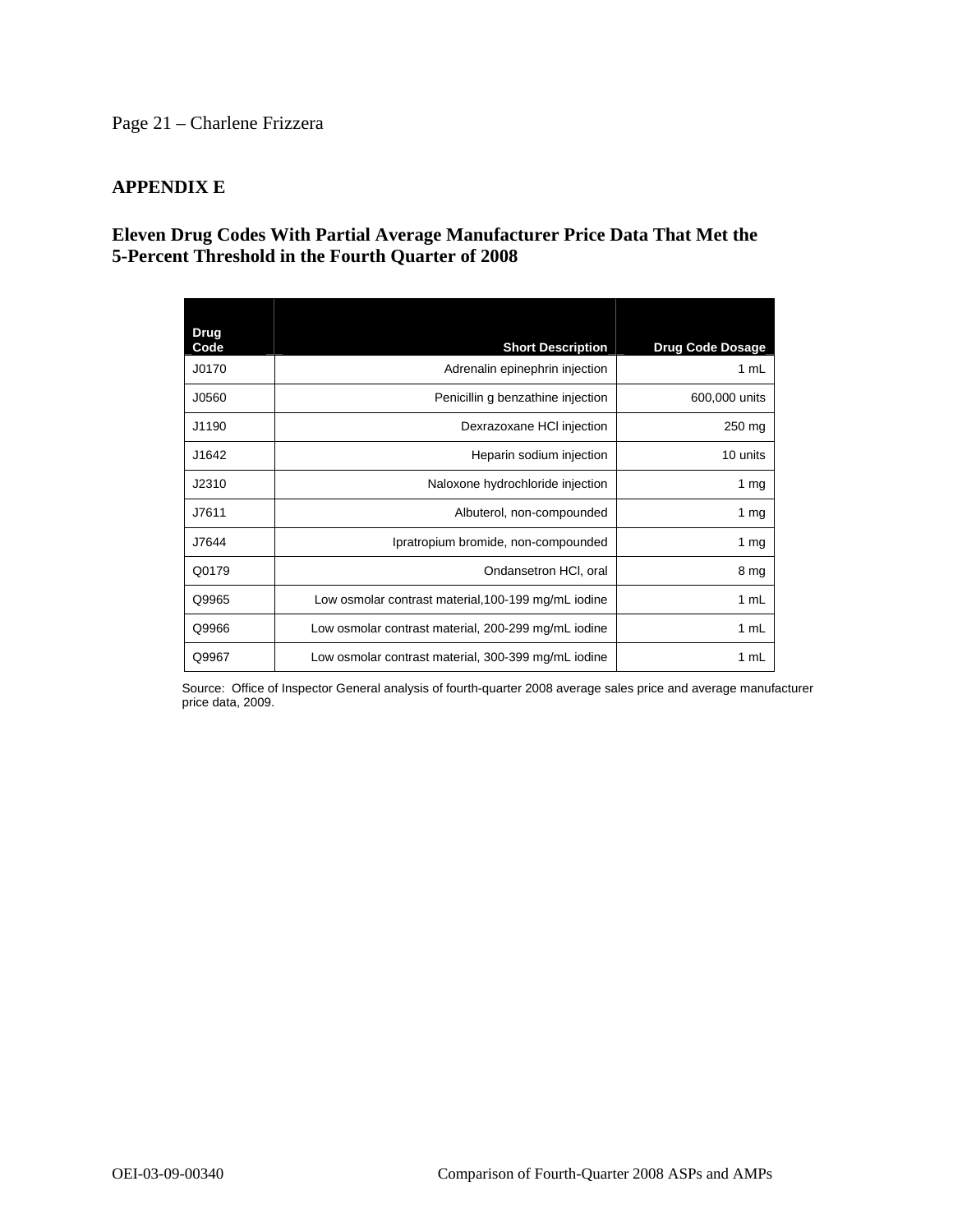## APPENDIX E

### Eleven Drug Codes With Partial Average Manufacturer Price Data That Met the 5-Percent Threshold in the Fourth Quarter of 2008

| Drug Code | Short Description | Drug Code Dosage |
|---|---|---|
| J0170 | Adrenalin epinephrin injection | 1 mL |
| J0560 | Penicillin g benzathine injection | 600,000 units |
| J1190 | Dexrazoxane HCl injection | 250 mg |
| J1642 | Heparin sodium injection | 10 units |
| J2310 | Naloxone hydrochloride injection | 1 mg |
| J7611 | Albuterol, non-compounded | 1 mg |
| J7644 | Ipratropium bromide, non-compounded | 1 mg |
| Q0179 | Ondansetron HCl, oral | 8 mg |
| Q9965 | Low osmolar contrast material,100-199 mg/mL iodine | 1 mL |
| Q9966 | Low osmolar contrast material, 200-299 mg/mL iodine | 1 mL |
| Q9967 | Low osmolar contrast material, 300-399 mg/mL iodine | 1 mL |

Source: Office of Inspector General analysis of fourth-quarter 2008 average sales price and average manufacturer price data, 2009.